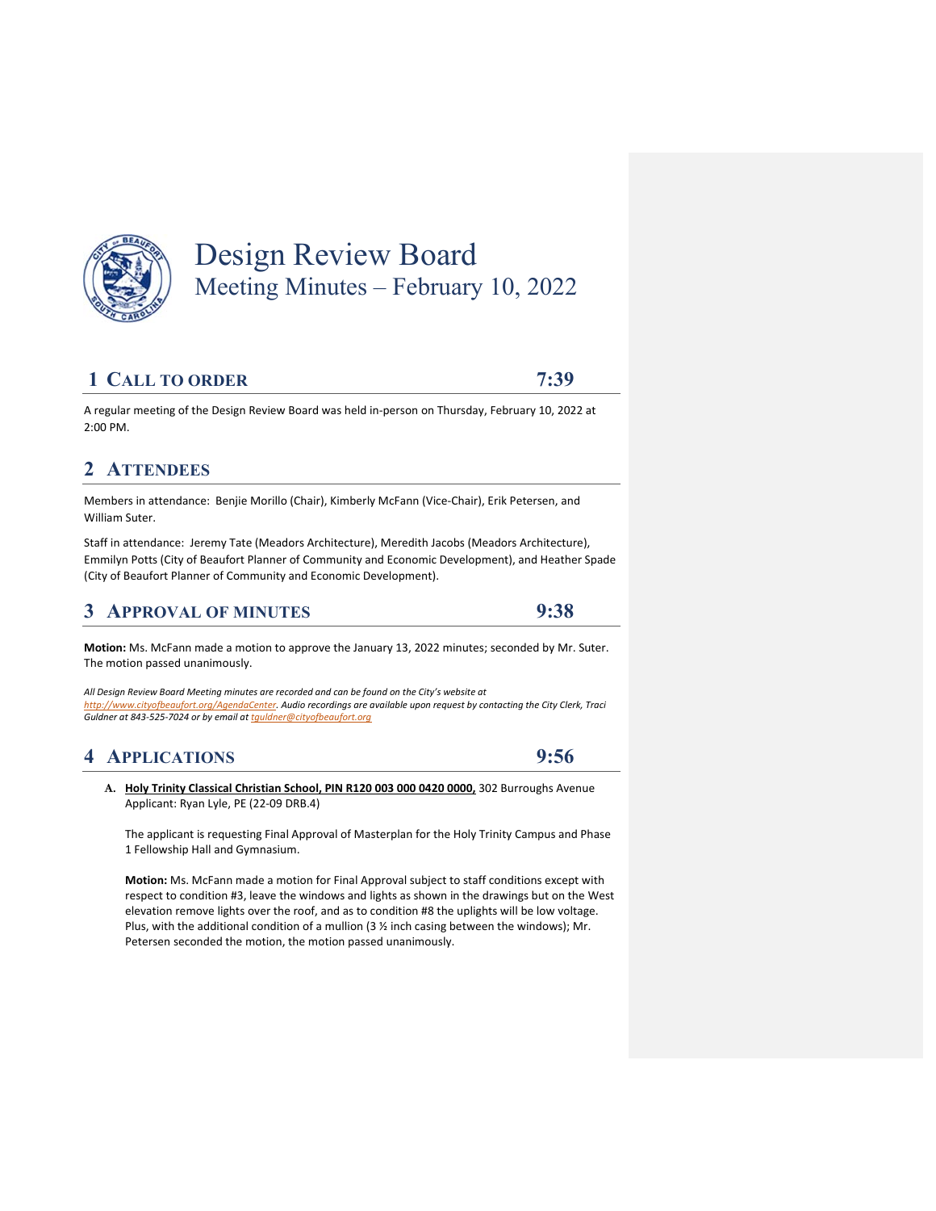# Design Review Board

## Meeting Minutes – February 10, 2022

## 1 Call to Order 7:39

A regular meeting of the Design Review Board was held in-person on Thursday, February 10, 2022 at 2:00 PM.

## 2 Attendees

Members in attendance: Benjie Morillo (Chair), Kimberly McFann (Vice-Chair), Erik Petersen, and William Suter.

Staff in attendance: Jeremy Tate (Meadors Architecture), Meredith Jacobs (Meadors Architecture), Emmilyn Potts (City of Beaufort Planner of Community and Economic Development), and Heather Spade (City of Beaufort Planner of Community and Economic Development).

## 3 Approval of Minutes 9:38

**Motion:** Ms. McFann made a motion to approve the January 13, 2022 minutes; seconded by Mr. Suter. The motion passed unanimously.

*All Design Review Board Meeting minutes are recorded and can be found on the City's website at http://www.cityofbeaufort.org/AgendaCenter. Audio recordings are available upon request by contacting the City Clerk, Traci Guldner at 843-525-7024 or by email at tguldner@cityofbeaufort.org*

## 4 Applications 9:56

**A. Holy Trinity Classical Christian School, PIN R120 003 000 0420 0000,** 302 Burroughs Avenue
Applicant: Ryan Lyle, PE (22-09 DRB.4)

The applicant is requesting Final Approval of Masterplan for the Holy Trinity Campus and Phase 1 Fellowship Hall and Gymnasium.

**Motion:** Ms. McFann made a motion for Final Approval subject to staff conditions except with respect to condition #3, leave the windows and lights as shown in the drawings but on the West elevation remove lights over the roof, and as to condition #8 the uplights will be low voltage. Plus, with the additional condition of a mullion (3 ½ inch casing between the windows); Mr. Petersen seconded the motion, the motion passed unanimously.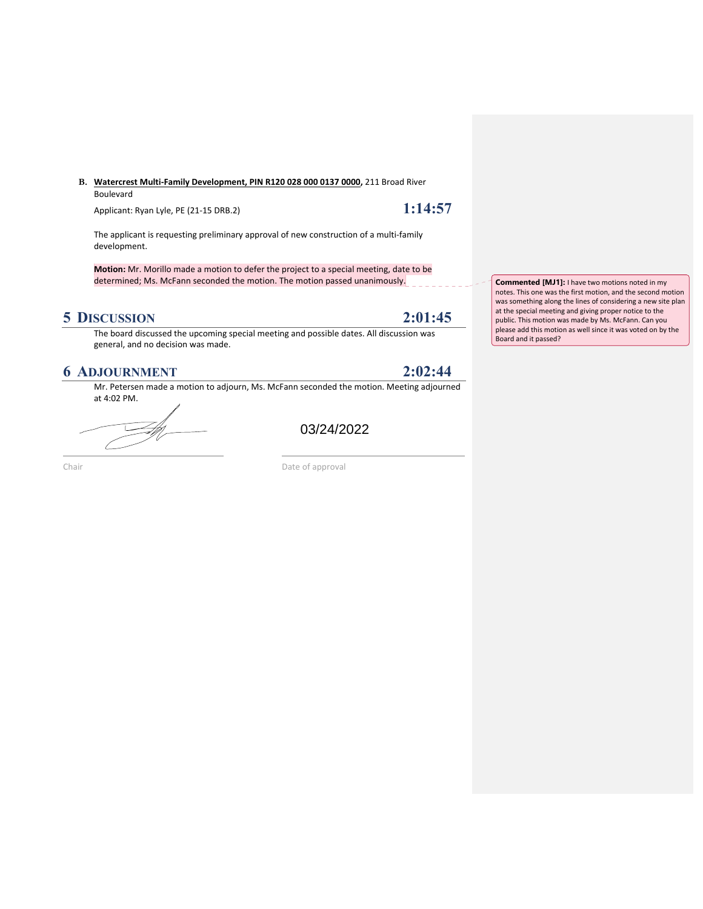**B. Watercrest Multi-Family Development, PIN R120 028 000 0137 0000,** 211 Broad River Boulevard

Applicant: Ryan Lyle, PE (21-15 DRB.2) **1:14:57**

The applicant is requesting preliminary approval of new construction of a multi-family development.

**Motion:** Mr. Morillo made a motion to defer the project to a special meeting, date to be determined; Ms. McFann seconded the motion. The motion passed unanimously.

**Commented [MJ1]:** I have two motions noted in my notes. This one was the first motion, and the second motion was something along the lines of considering a new site plan at the special meeting and giving proper notice to the public. This motion was made by Ms. McFann. Can you please add this motion as well since it was voted on by the Board and it passed?

## 5 DISCUSSION 2:01:45

The board discussed the upcoming special meeting and possible dates. All discussion was general, and no decision was made.

## 6 ADJOURNMENT 2:02:44

Mr. Petersen made a motion to adjourn, Ms. McFann seconded the motion. Meeting adjourned at 4:02 PM.

03/24/2022

Chair Date of approval